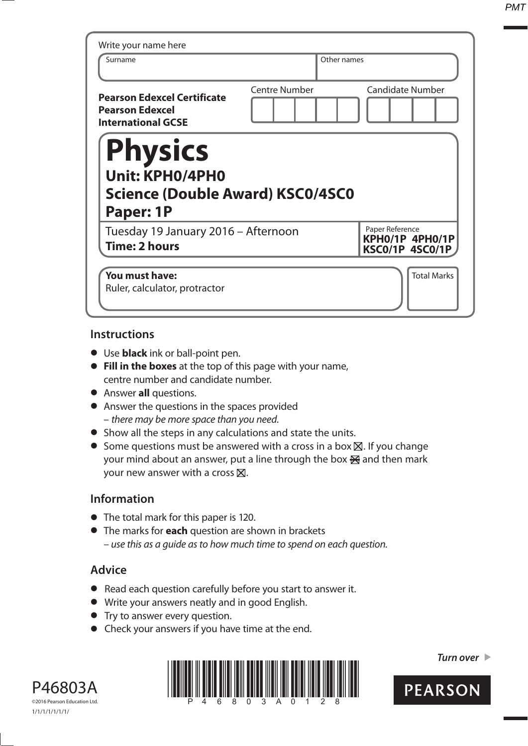Write your name here

| Surname | Other names |
|---|---|
| | |

**Pearson Edexcel Certificate**
**Pearson Edexcel International GCSE**

| Centre Number | Candidate Number |
|---|---|
| | |

# Physics

## Unit: KPH0/4PH0

## Science (Double Award) KSC0/4SC0

## Paper: 1P

Tuesday 19 January 2016 – Afternoon
**Time: 2 hours**

Paper Reference
**KPH0/1P 4PH0/1P**
**KSC0/1P 4SC0/1P**

**You must have:**
Ruler, calculator, protractor

Total Marks

## Instructions

- Use **black** ink or ball-point pen.
- **Fill in the boxes** at the top of this page with your name, centre number and candidate number.
- Answer **all** questions.
- Answer the questions in the spaces provided
  – *there may be more space than you need.*
- Show all the steps in any calculations and state the units.
- Some questions must be answered with a cross in a box ☒. If you change your mind about an answer, put a line through the box ☒ and then mark your new answer with a cross ☒.

## Information

- The total mark for this paper is 120.
- The marks for **each** question are shown in brackets
  – *use this as a guide as to how much time to spend on each question.*

## Advice

- Read each question carefully before you start to answer it.
- Write your answers neatly and in good English.
- Try to answer every question.
- Check your answers if you have time at the end.

*Turn over* ▶

P46803A
©2016 Pearson Education Ltd.
1/1/1/1/1/1/1/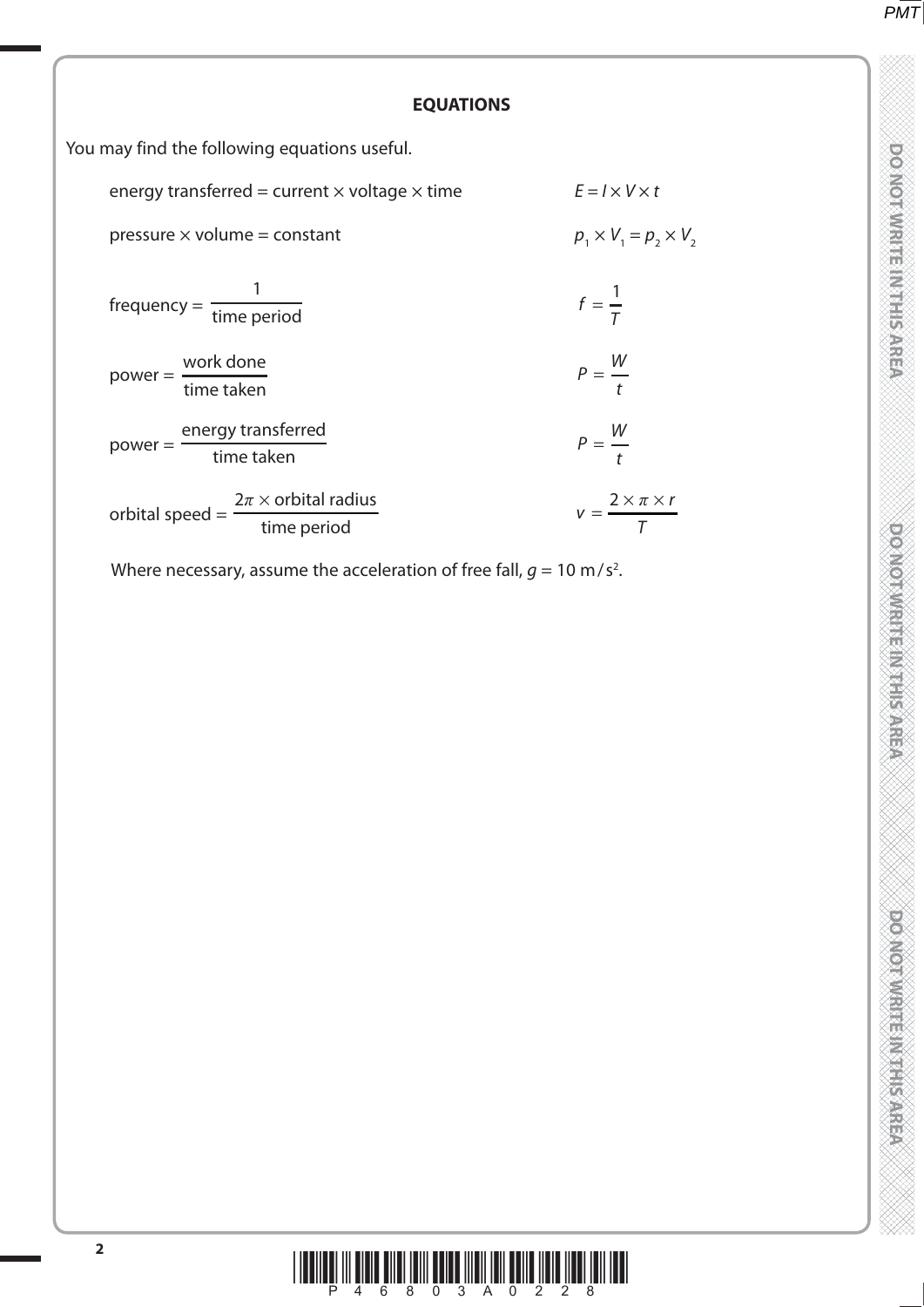## EQUATIONS

You may find the following equations useful.

| | |
|---|---|
| energy transferred = current × voltage × time | $E = I \times V \times t$ |
| pressure × volume = constant | $p_1 \times V_1 = p_2 \times V_2$ |
| $\text{frequency} = \dfrac{1}{\text{time period}}$ | $f = \dfrac{1}{T}$ |
| $\text{power} = \dfrac{\text{work done}}{\text{time taken}}$ | $P = \dfrac{W}{t}$ |
| $\text{power} = \dfrac{\text{energy transferred}}{\text{time taken}}$ | $P = \dfrac{W}{t}$ |
| $\text{orbital speed} = \dfrac{2\pi \times \text{orbital radius}}{\text{time period}}$ | $v = \dfrac{2 \times \pi \times r}{T}$ |

Where necessary, assume the acceleration of free fall, $g = 10\ \text{m/s}^2$.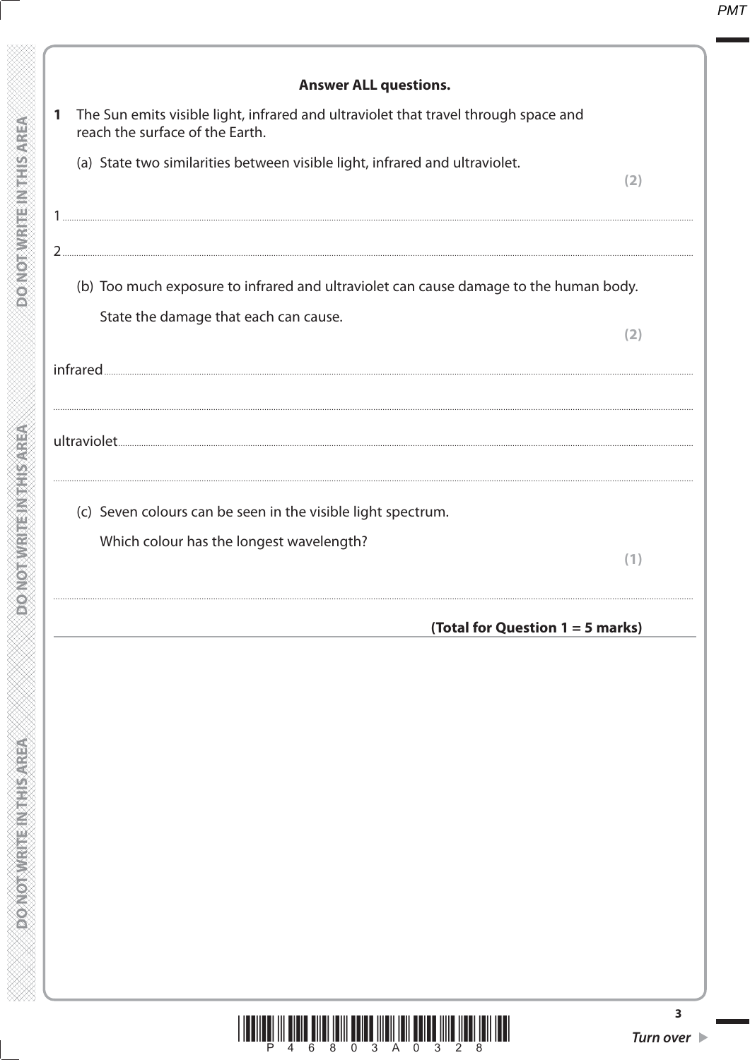**Answer ALL questions.**

**1** The Sun emits visible light, infrared and ultraviolet that travel through space and reach the surface of the Earth.

(a) State two similarities between visible light, infrared and ultraviolet.

**(2)**

1 ..................................................................................................................................................

2 ..................................................................................................................................................

(b) Too much exposure to infrared and ultraviolet can cause damage to the human body.

State the damage that each can cause.

**(2)**

infrared ..................................................................................................................................................

..................................................................................................................................................

ultraviolet ..................................................................................................................................................

..................................................................................................................................................

(c) Seven colours can be seen in the visible light spectrum.

Which colour has the longest wavelength?

**(1)**

..................................................................................................................................................

**(Total for Question 1 = 5 marks)**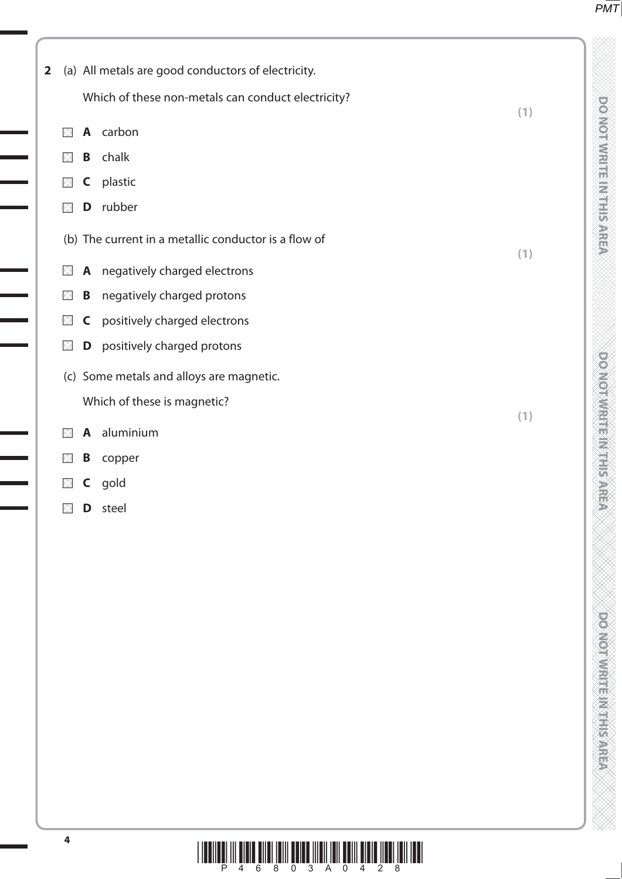**2** (a) All metals are good conductors of electricity.

Which of these non-metals can conduct electricity?

**(1)**

- ☒ **A** carbon
- ☒ **B** chalk
- ☒ **C** plastic
- ☒ **D** rubber

(b) The current in a metallic conductor is a flow of

**(1)**

- ☒ **A** negatively charged electrons
- ☒ **B** negatively charged protons
- ☒ **C** positively charged electrons
- ☒ **D** positively charged protons

(c) Some metals and alloys are magnetic.

Which of these is magnetic?

**(1)**

- ☒ **A** aluminium
- ☒ **B** copper
- ☒ **C** gold
- ☒ **D** steel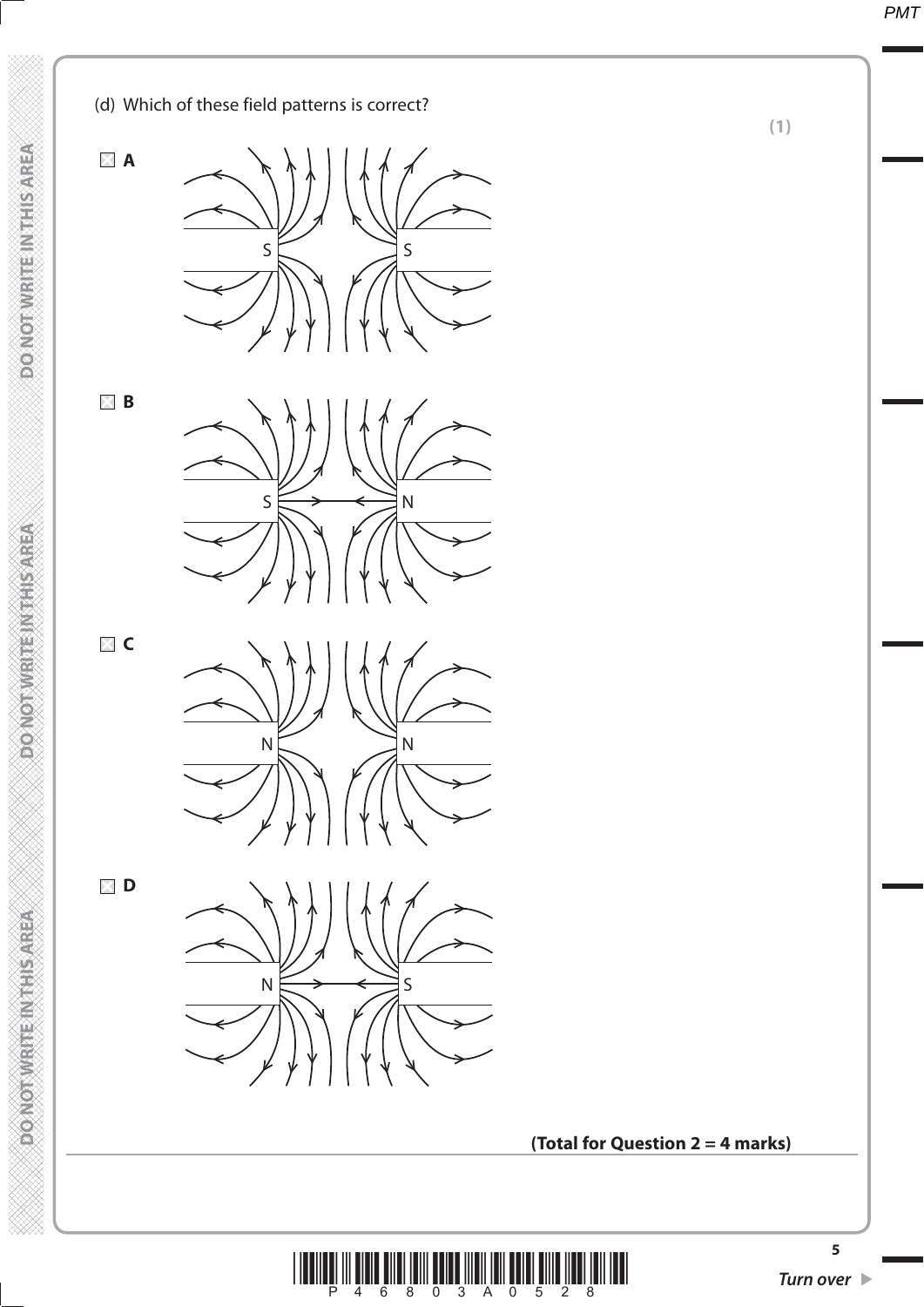(d) Which of these field patterns is correct?

**(1)**

☒ **A**

S S

☒ **B**

S N

☒ **C**

N N

☒ **D**

N S

**(Total for Question 2 = 4 marks)**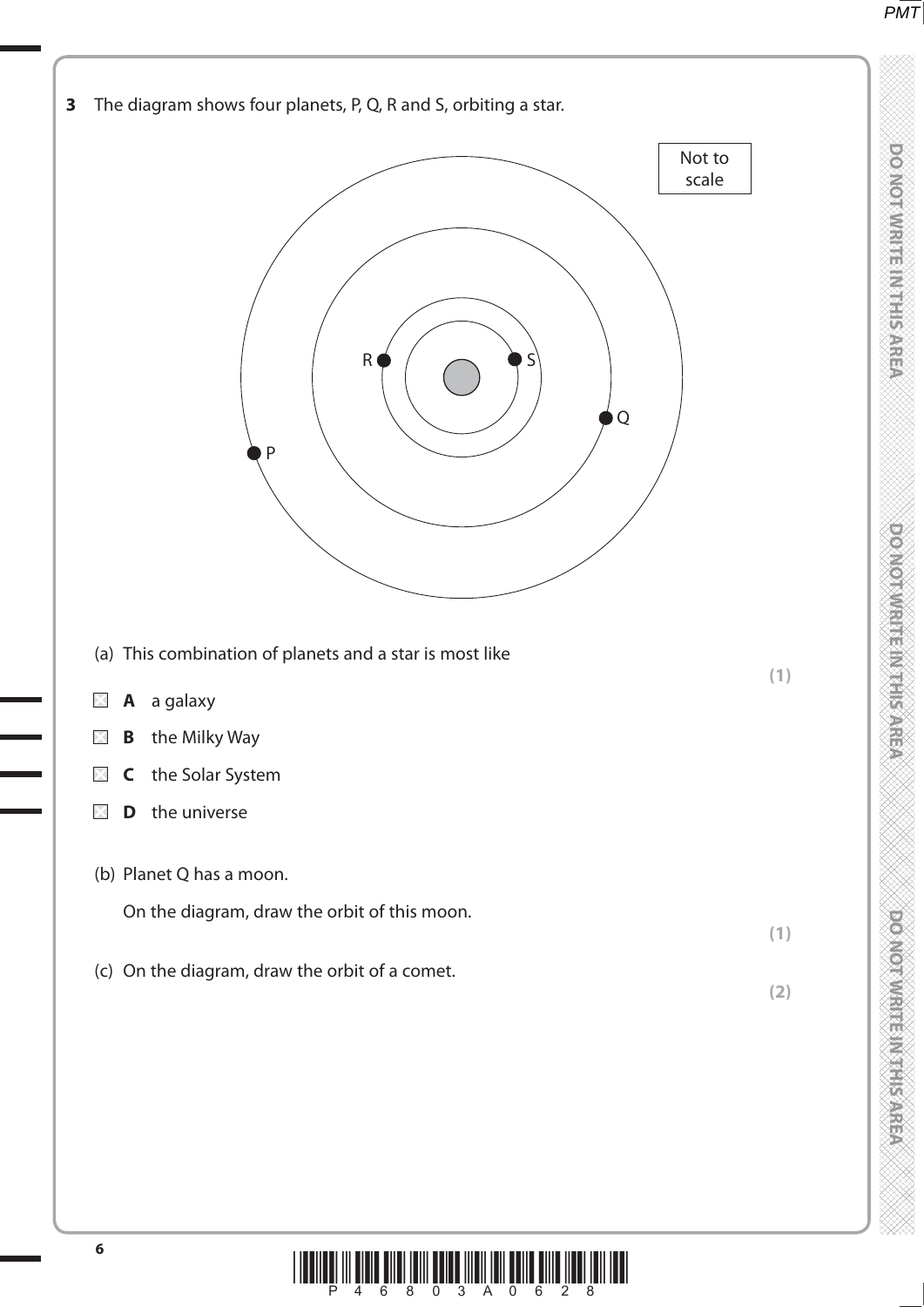**3** The diagram shows four planets, P, Q, R and S, orbiting a star.

Not to scale

(a) This combination of planets and a star is most like **(1)**

- ☒ **A** a galaxy
- ☒ **B** the Milky Way
- ☒ **C** the Solar System
- ☒ **D** the universe

(b) Planet Q has a moon.

On the diagram, draw the orbit of this moon. **(1)**

(c) On the diagram, draw the orbit of a comet. **(2)**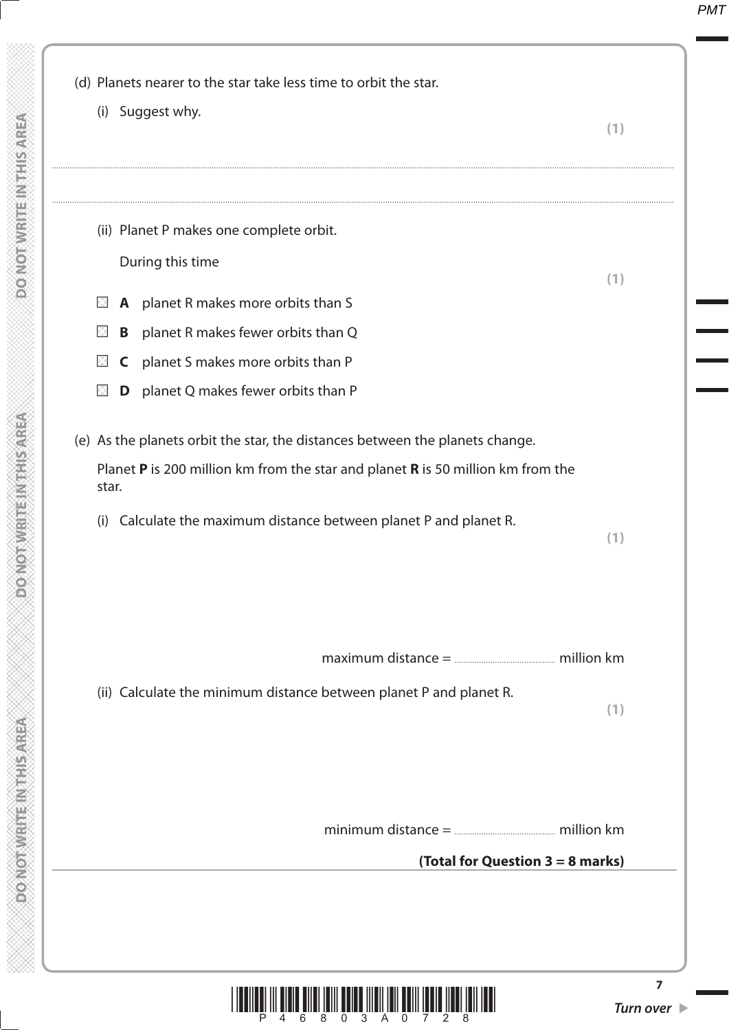(d) Planets nearer to the star take less time to orbit the star.

(i) Suggest why.

**(1)**

.......................................................................................................................................................................................................................................

.......................................................................................................................................................................................................................................

(ii) Planet P makes one complete orbit.

During this time

**(1)**

☒ **A** planet R makes more orbits than S

☒ **B** planet R makes fewer orbits than Q

☒ **C** planet S makes more orbits than P

☒ **D** planet Q makes fewer orbits than P

(e) As the planets orbit the star, the distances between the planets change.

Planet **P** is 200 million km from the star and planet **R** is 50 million km from the star.

(i) Calculate the maximum distance between planet P and planet R.

**(1)**

maximum distance = .............................................. million km

(ii) Calculate the minimum distance between planet P and planet R.

**(1)**

minimum distance = .............................................. million km

**(Total for Question 3 = 8 marks)**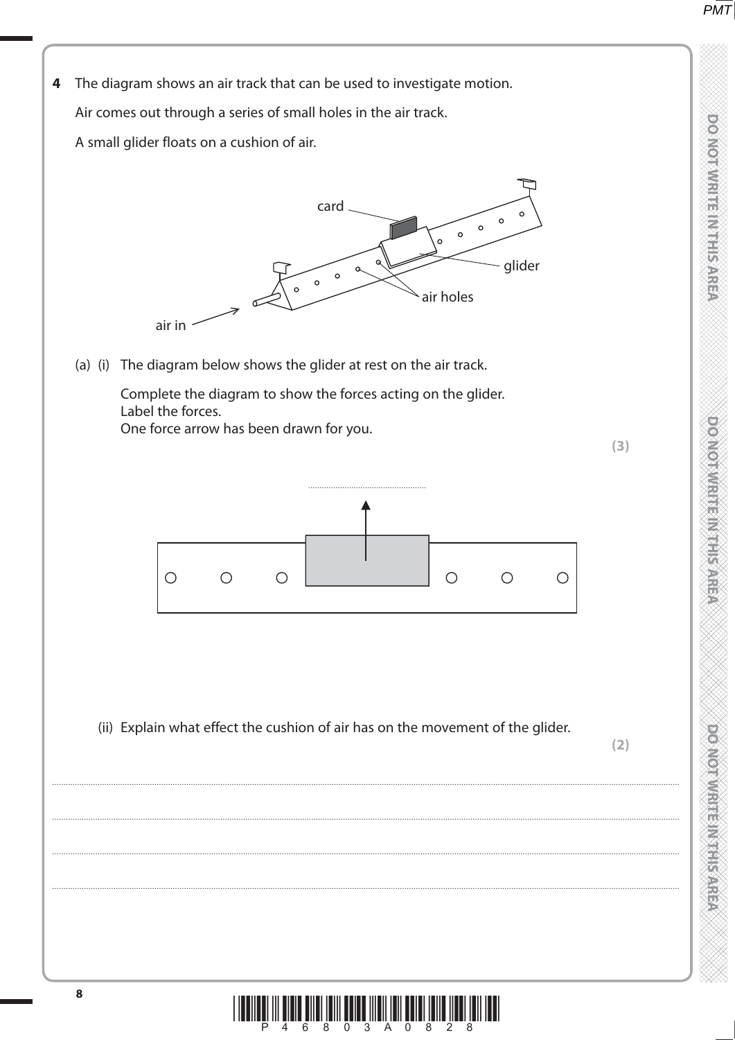**4** The diagram shows an air track that can be used to investigate motion.

Air comes out through a series of small holes in the air track.

A small glider floats on a cushion of air.

card

glider

air holes

air in

(a) (i) The diagram below shows the glider at rest on the air track.

Complete the diagram to show the forces acting on the glider.
Label the forces.
One force arrow has been drawn for you.

**(3)**

..........................................

(ii) Explain what effect the cushion of air has on the movement of the glider.

**(2)**

....................................................................................................................................................

....................................................................................................................................................

....................................................................................................................................................

....................................................................................................................................................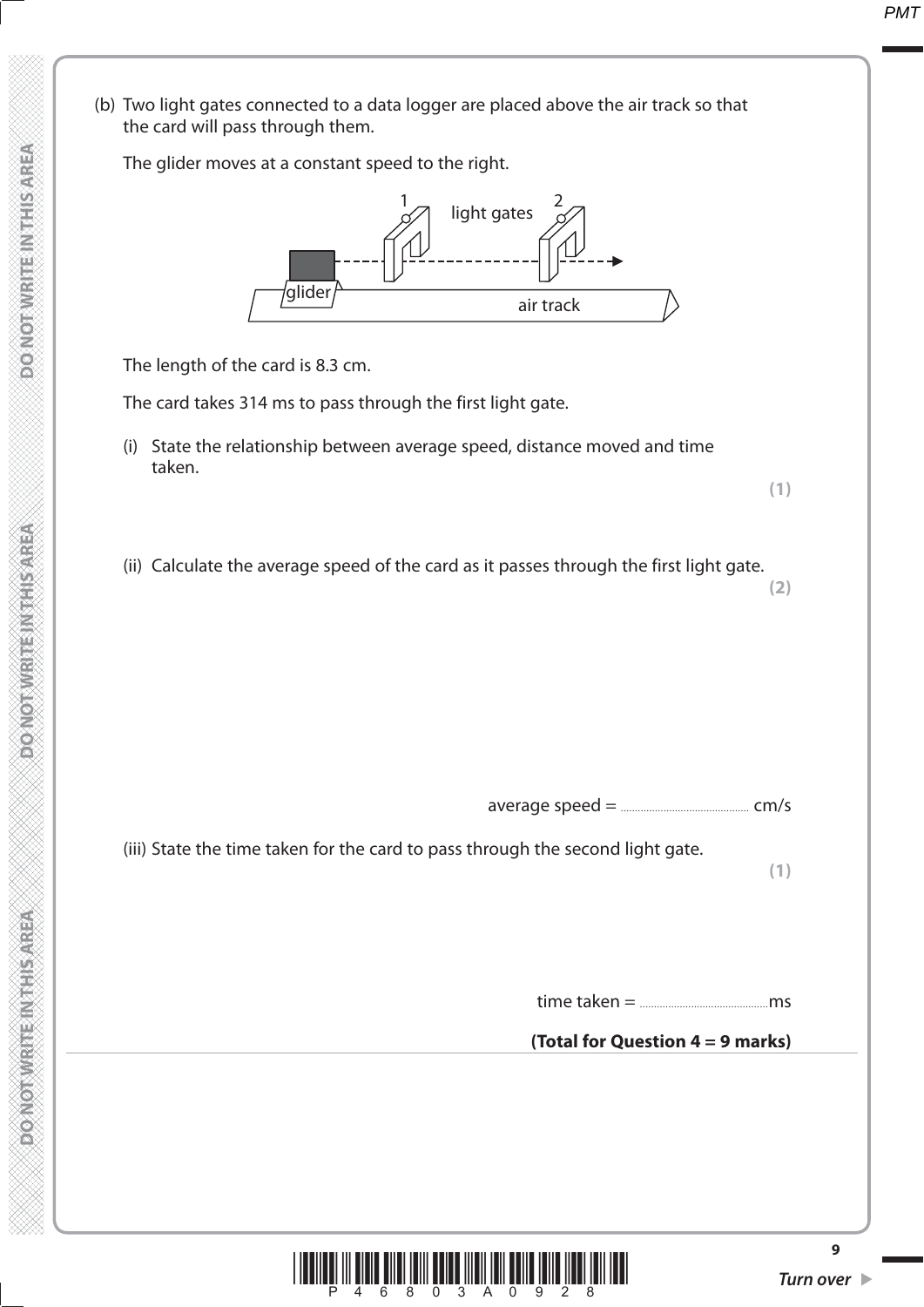(b) Two light gates connected to a data logger are placed above the air track so that the card will pass through them.

The glider moves at a constant speed to the right.

The length of the card is 8.3 cm.

The card takes 314 ms to pass through the first light gate.

(i) State the relationship between average speed, distance moved and time taken.

**(1)**

(ii) Calculate the average speed of the card as it passes through the first light gate.

**(2)**

average speed = .............................................. cm/s

(iii) State the time taken for the card to pass through the second light gate.

**(1)**

time taken = ..............................................ms

**(Total for Question 4 = 9 marks)**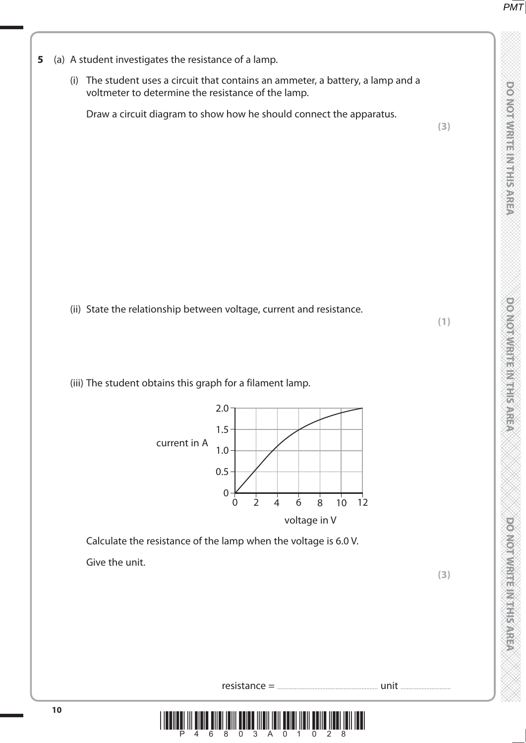**5** (a) A student investigates the resistance of a lamp.

(i) The student uses a circuit that contains an ammeter, a battery, a lamp and a voltmeter to determine the resistance of the lamp.

Draw a circuit diagram to show how he should connect the apparatus.

**(3)**

(ii) State the relationship between voltage, current and resistance.

**(1)**

(iii) The student obtains this graph for a filament lamp.

current in A (0 to 2.0) against voltage in V (0 to 12)

Calculate the resistance of the lamp when the voltage is 6.0 V.

Give the unit.

**(3)**

resistance = .............................................. unit ..............................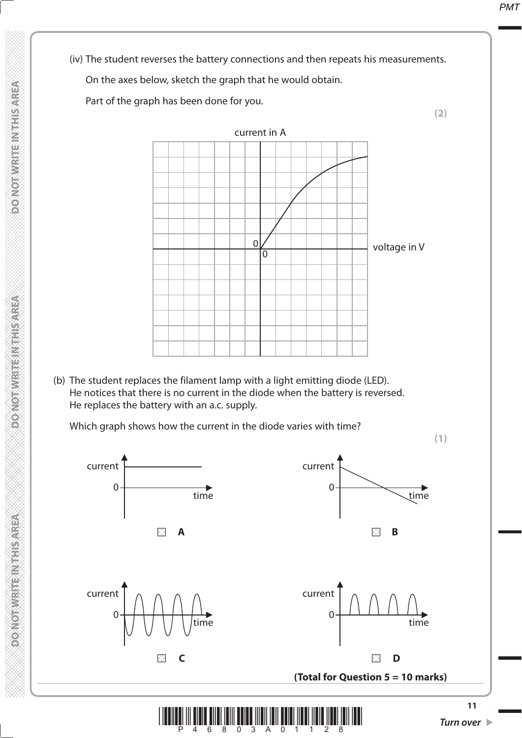(iv) The student reverses the battery connections and then repeats his measurements.

On the axes below, sketch the graph that he would obtain.

Part of the graph has been done for you.

**(2)**

current in A

0

0

voltage in V

(b) The student replaces the filament lamp with a light emitting diode (LED). He notices that there is no current in the diode when the battery is reversed. He replaces the battery with an a.c. supply.

Which graph shows how the current in the diode varies with time?

**(1)**

☒ **A**

☒ **B**

☒ **C**

☒ **D**

**(Total for Question 5 = 10 marks)**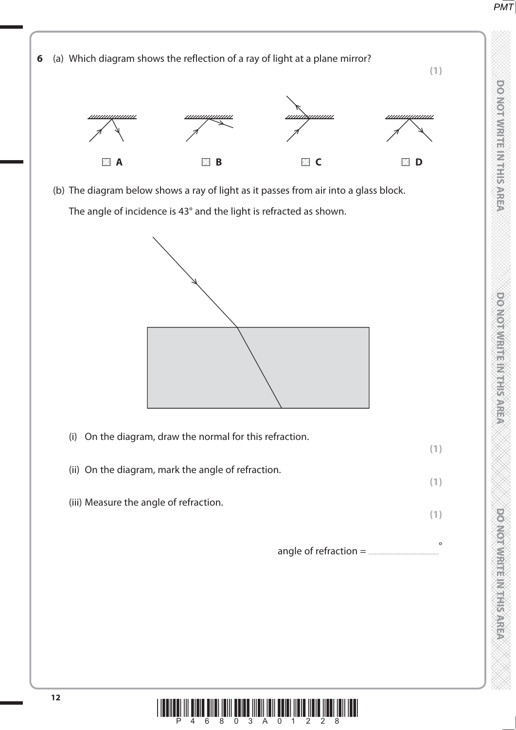**6** (a) Which diagram shows the reflection of a ray of light at a plane mirror?

**(1)**

☒ **A** ☒ **B** ☒ **C** ☒ **D**

(b) The diagram below shows a ray of light as it passes from air into a glass block.

The angle of incidence is 43° and the light is refracted as shown.

(i) On the diagram, draw the normal for this refraction.

**(1)**

(ii) On the diagram, mark the angle of refraction.

**(1)**

(iii) Measure the angle of refraction.

**(1)**

angle of refraction = ........................................ °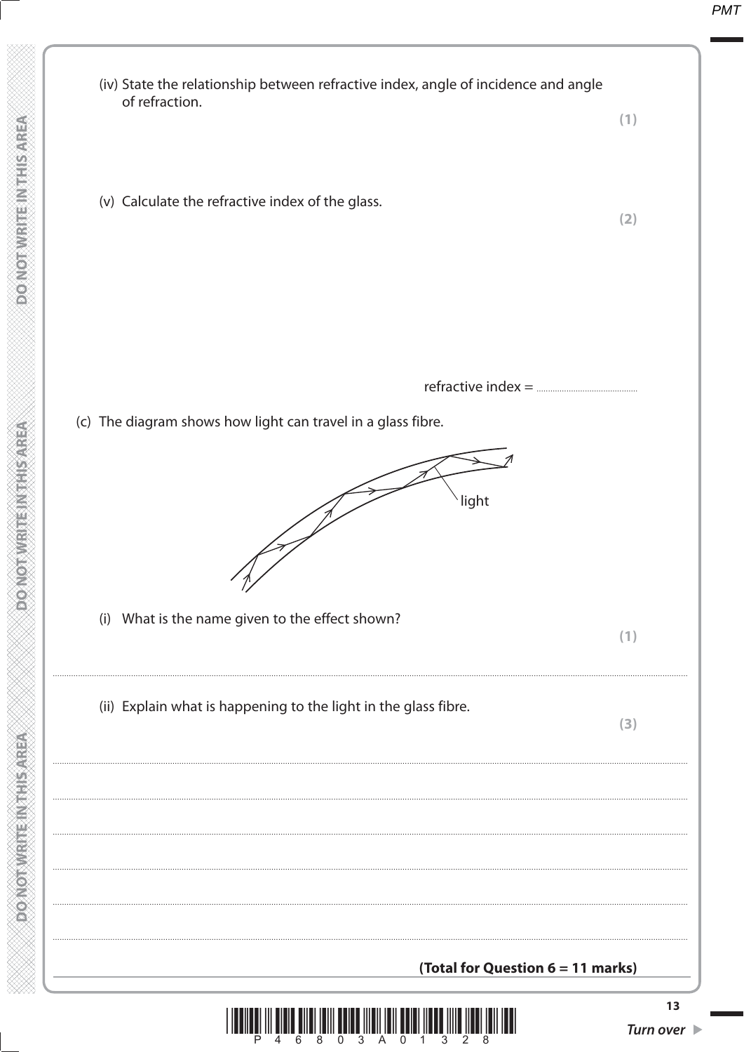(iv) State the relationship between refractive index, angle of incidence and angle of refraction.

**(1)**

(v) Calculate the refractive index of the glass.

**(2)**

refractive index = ..............................

(c) The diagram shows how light can travel in a glass fibre.

light

(i) What is the name given to the effect shown?

**(1)**

..............................................................................................................................................

(ii) Explain what is happening to the light in the glass fibre.

**(3)**

..............................................................................................................................................

..............................................................................................................................................

..............................................................................................................................................

..............................................................................................................................................

..............................................................................................................................................

..............................................................................................................................................

**(Total for Question 6 = 11 marks)**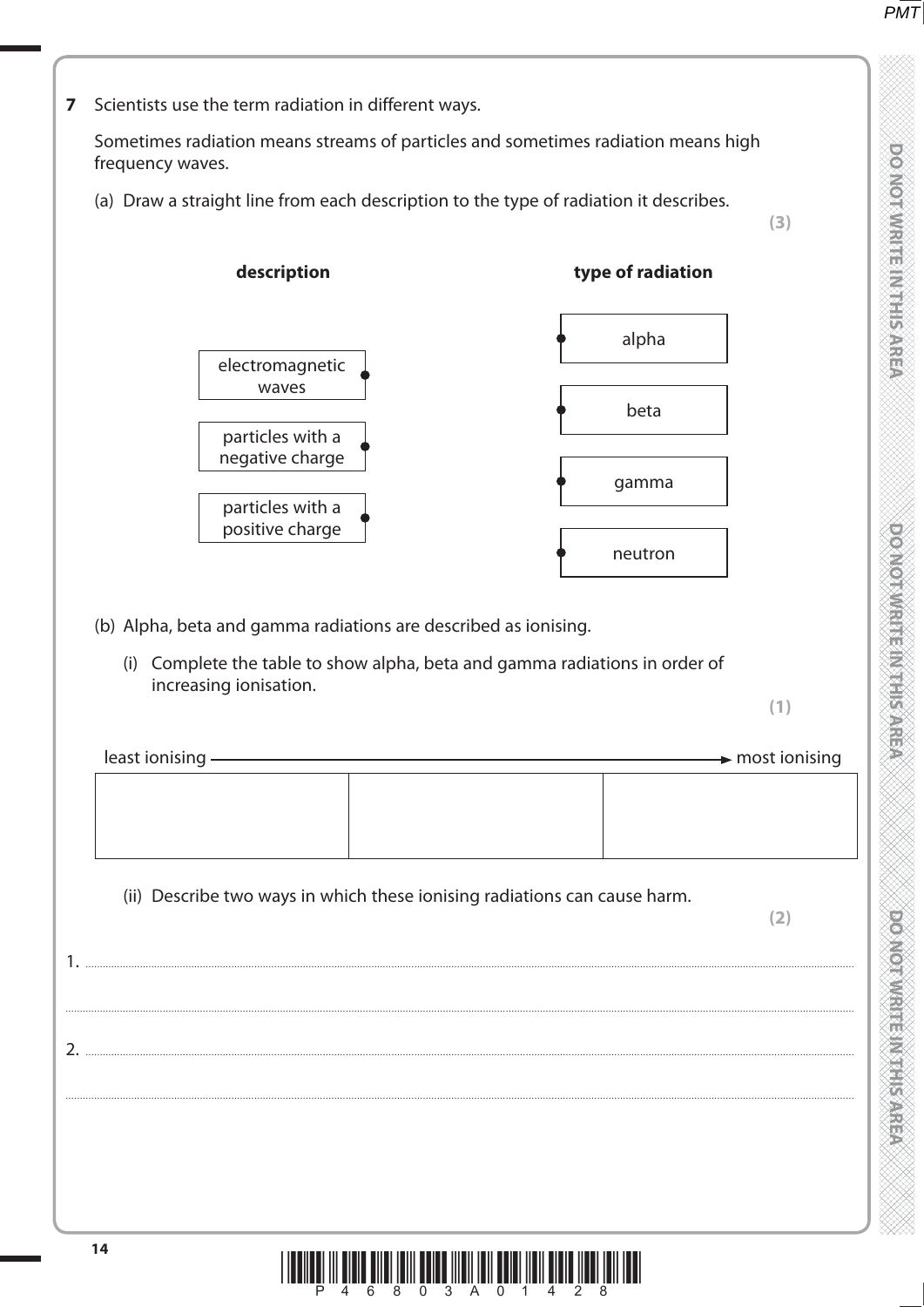**7** Scientists use the term radiation in different ways.

Sometimes radiation means streams of particles and sometimes radiation means high frequency waves.

(a) Draw a straight line from each description to the type of radiation it describes.

**(3)**

| description | type of radiation |
|---|---|
| | alpha |
| electromagnetic waves | |
| | beta |
| particles with a negative charge | |
| | gamma |
| particles with a positive charge | |
| | neutron |

(b) Alpha, beta and gamma radiations are described as ionising.

(i) Complete the table to show alpha, beta and gamma radiations in order of increasing ionisation.

**(1)**

least ionising ⟶ most ionising

| | | |
|---|---|---|
| | | |

(ii) Describe two ways in which these ionising radiations can cause harm.

**(2)**

1. ..............................................................................................................................................

..............................................................................................................................................

2. ..............................................................................................................................................

..............................................................................................................................................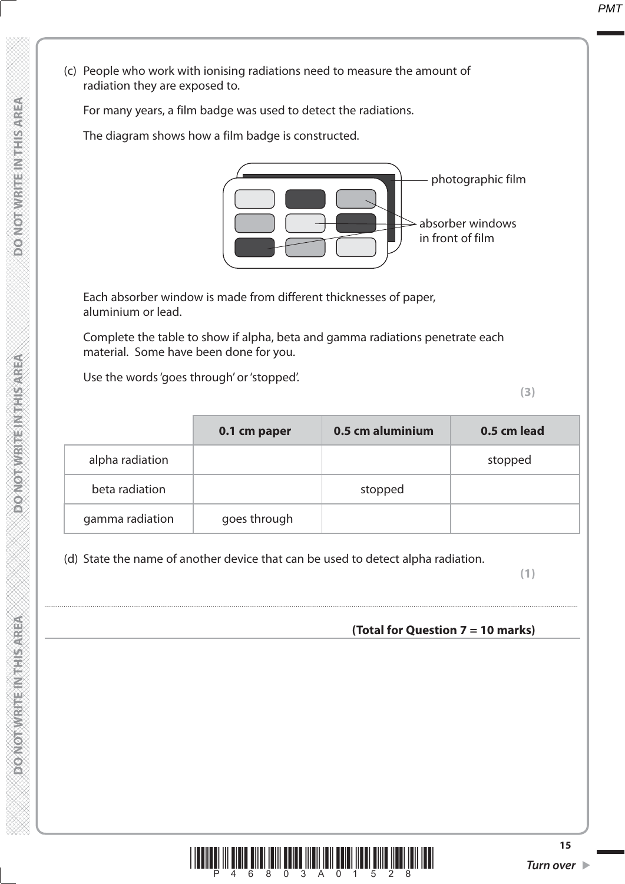(c) People who work with ionising radiations need to measure the amount of radiation they are exposed to.

For many years, a film badge was used to detect the radiations.

The diagram shows how a film badge is constructed.

photographic film

absorber windows in front of film

Each absorber window is made from different thicknesses of paper, aluminium or lead.

Complete the table to show if alpha, beta and gamma radiations penetrate each material. Some have been done for you.

Use the words 'goes through' or 'stopped'.

**(3)**

| | **0.1 cm paper** | **0.5 cm aluminium** | **0.5 cm lead** |
|---|---|---|---|
| alpha radiation | | | stopped |
| beta radiation | | stopped | |
| gamma radiation | goes through | | |

(d) State the name of another device that can be used to detect alpha radiation.

**(1)**

....................................................................................................................................................................................................

**(Total for Question 7 = 10 marks)**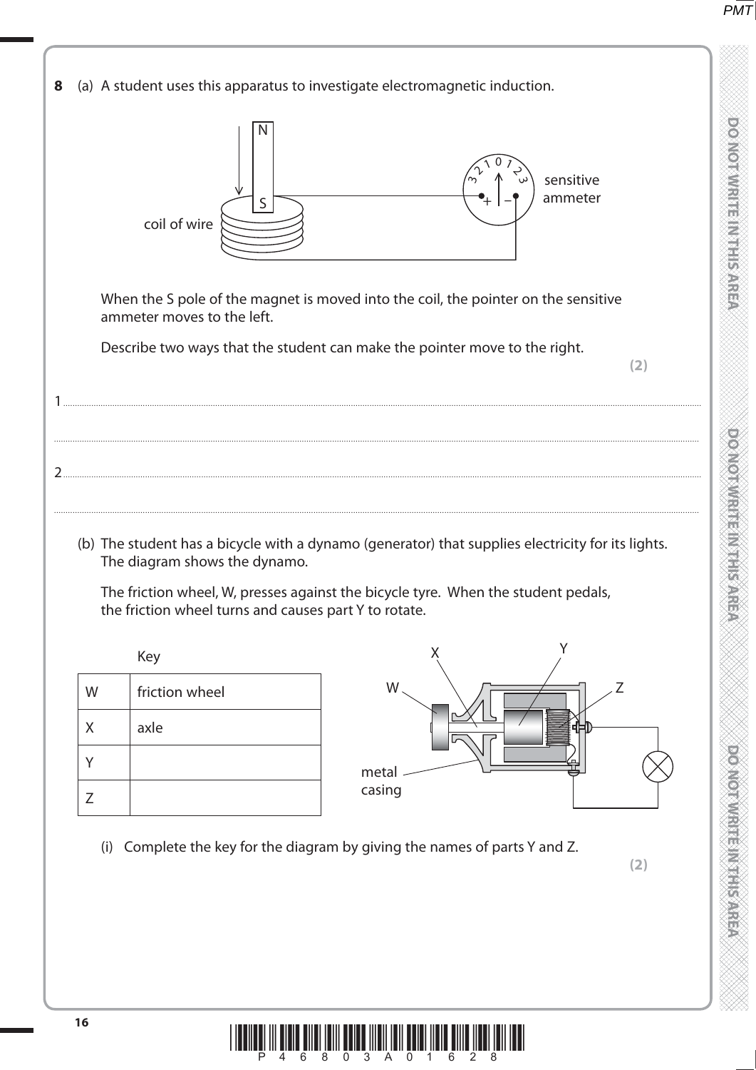**8** (a) A student uses this apparatus to investigate electromagnetic induction.

When the S pole of the magnet is moved into the coil, the pointer on the sensitive ammeter moves to the left.

Describe two ways that the student can make the pointer move to the right.

**(2)**

1 ..........................................................................................................................................................................................

..........................................................................................................................................................................................

2 ..........................................................................................................................................................................................

..........................................................................................................................................................................................

(b) The student has a bicycle with a dynamo (generator) that supplies electricity for its lights. The diagram shows the dynamo.

The friction wheel, W, presses against the bicycle tyre. When the student pedals, the friction wheel turns and causes part Y to rotate.

Key

| | |
|---|---|
| W | friction wheel |
| X | axle |
| Y | |
| Z | |

(i) Complete the key for the diagram by giving the names of parts Y and Z.

**(2)**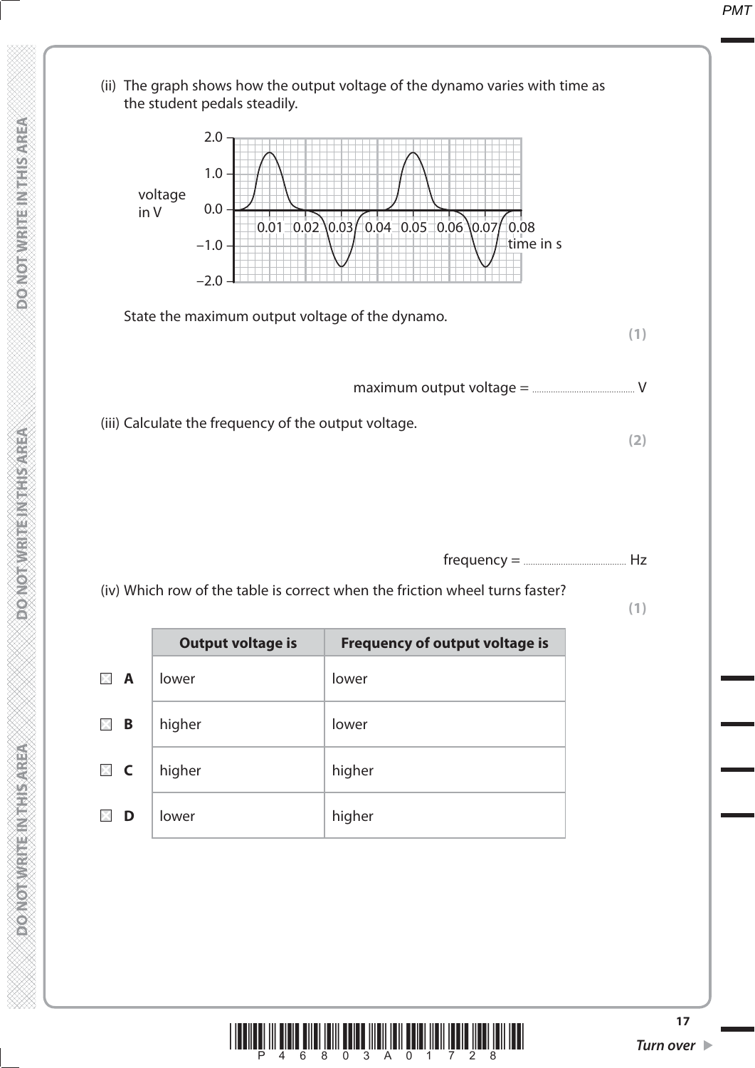(ii) The graph shows how the output voltage of the dynamo varies with time as the student pedals steadily.

State the maximum output voltage of the dynamo.

**(1)**

maximum output voltage = .......................................... V

(iii) Calculate the frequency of the output voltage.

**(2)**

frequency = .......................................... Hz

(iv) Which row of the table is correct when the friction wheel turns faster?

**(1)**

| | Output voltage is | Frequency of output voltage is |
|---|---|---|
| ☒ **A** | lower | lower |
| ☒ **B** | higher | lower |
| ☒ **C** | higher | higher |
| ☒ **D** | lower | higher |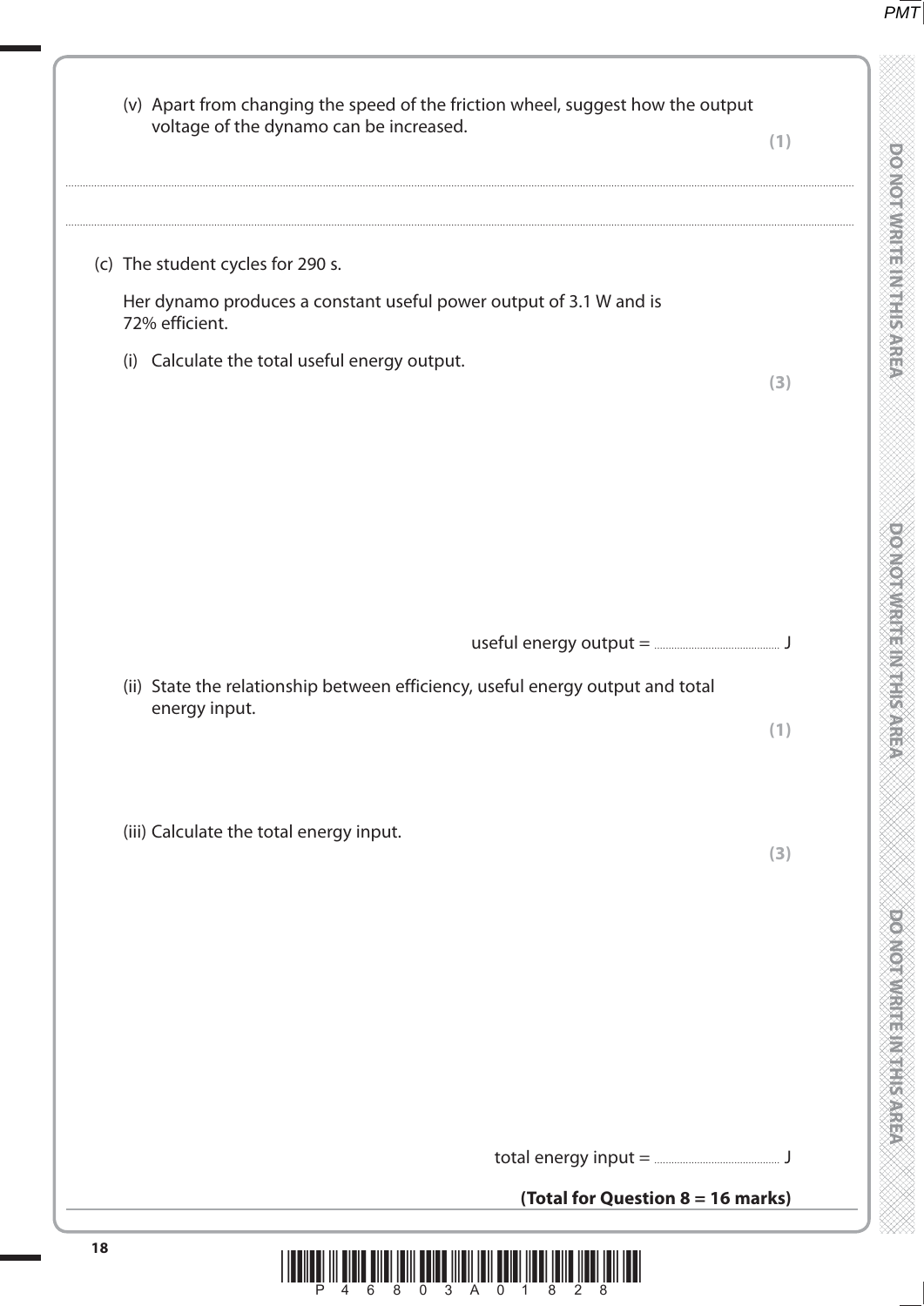(v) Apart from changing the speed of the friction wheel, suggest how the output voltage of the dynamo can be increased. **(1)**

.......................................................................................................................................................................................................................................................................

.......................................................................................................................................................................................................................................................................

(c) The student cycles for 290 s.

Her dynamo produces a constant useful power output of 3.1 W and is 72% efficient.

(i) Calculate the total useful energy output. **(3)**

useful energy output = ........................................ J

(ii) State the relationship between efficiency, useful energy output and total energy input. **(1)**

(iii) Calculate the total energy input. **(3)**

total energy input = ........................................ J

**(Total for Question 8 = 16 marks)**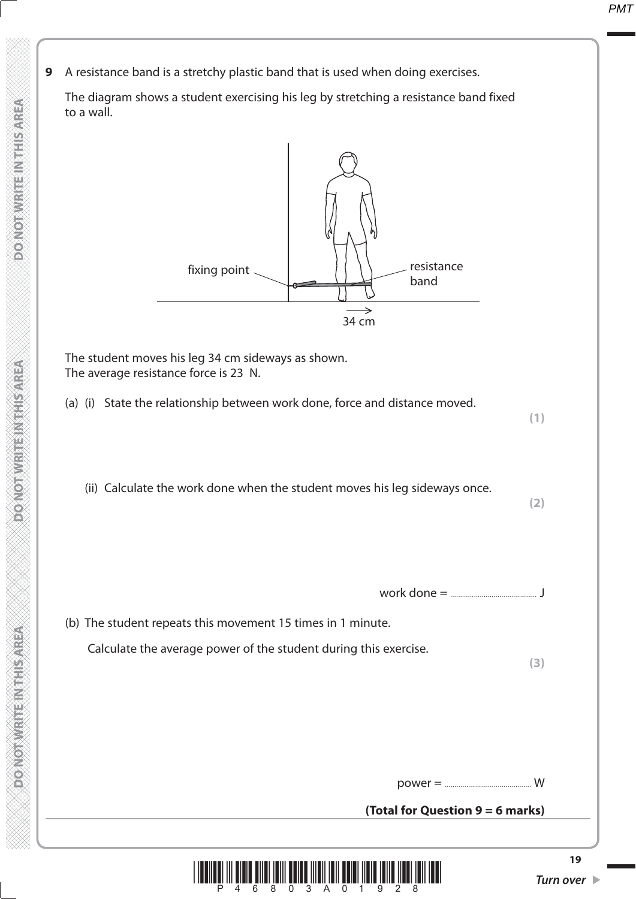**9** A resistance band is a stretchy plastic band that is used when doing exercises.

The diagram shows a student exercising his leg by stretching a resistance band fixed to a wall.

fixing point

resistance band

34 cm

The student moves his leg 34 cm sideways as shown.
The average resistance force is 23 N.

(a) (i) State the relationship between work done, force and distance moved.

**(1)**

(ii) Calculate the work done when the student moves his leg sideways once.

**(2)**

work done = .............................................. J

(b) The student repeats this movement 15 times in 1 minute.

Calculate the average power of the student during this exercise.

**(3)**

power = .............................................. W

**(Total for Question 9 = 6 marks)**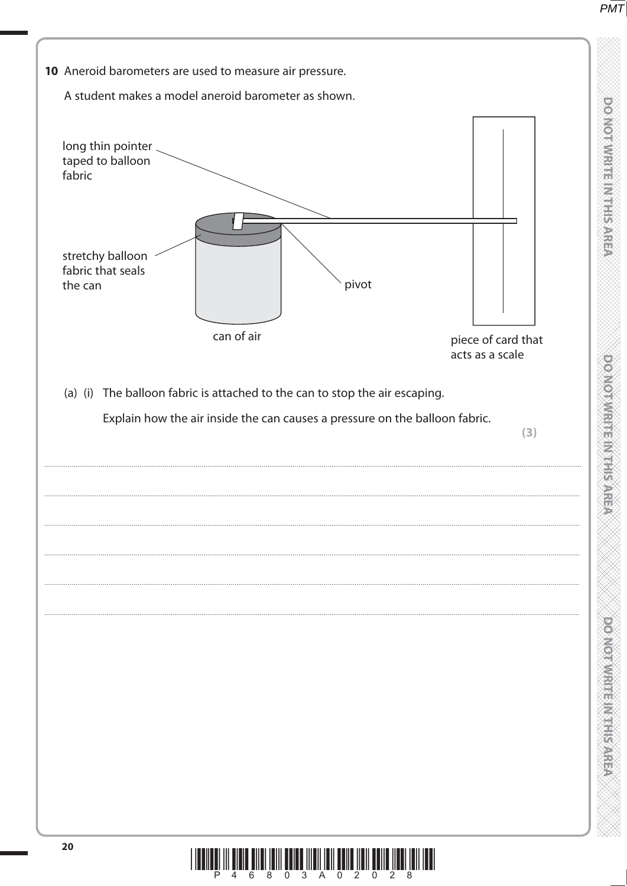**10** Aneroid barometers are used to measure air pressure.

A student makes a model aneroid barometer as shown.

long thin pointer taped to balloon fabric

stretchy balloon fabric that seals the can

pivot

can of air

piece of card that acts as a scale

(a) (i) The balloon fabric is attached to the can to stop the air escaping.

Explain how the air inside the can causes a pressure on the balloon fabric.

**(3)**

..........................................................................................................................................................................................................

..........................................................................................................................................................................................................

..........................................................................................................................................................................................................

..........................................................................................................................................................................................................

..........................................................................................................................................................................................................

..........................................................................................................................................................................................................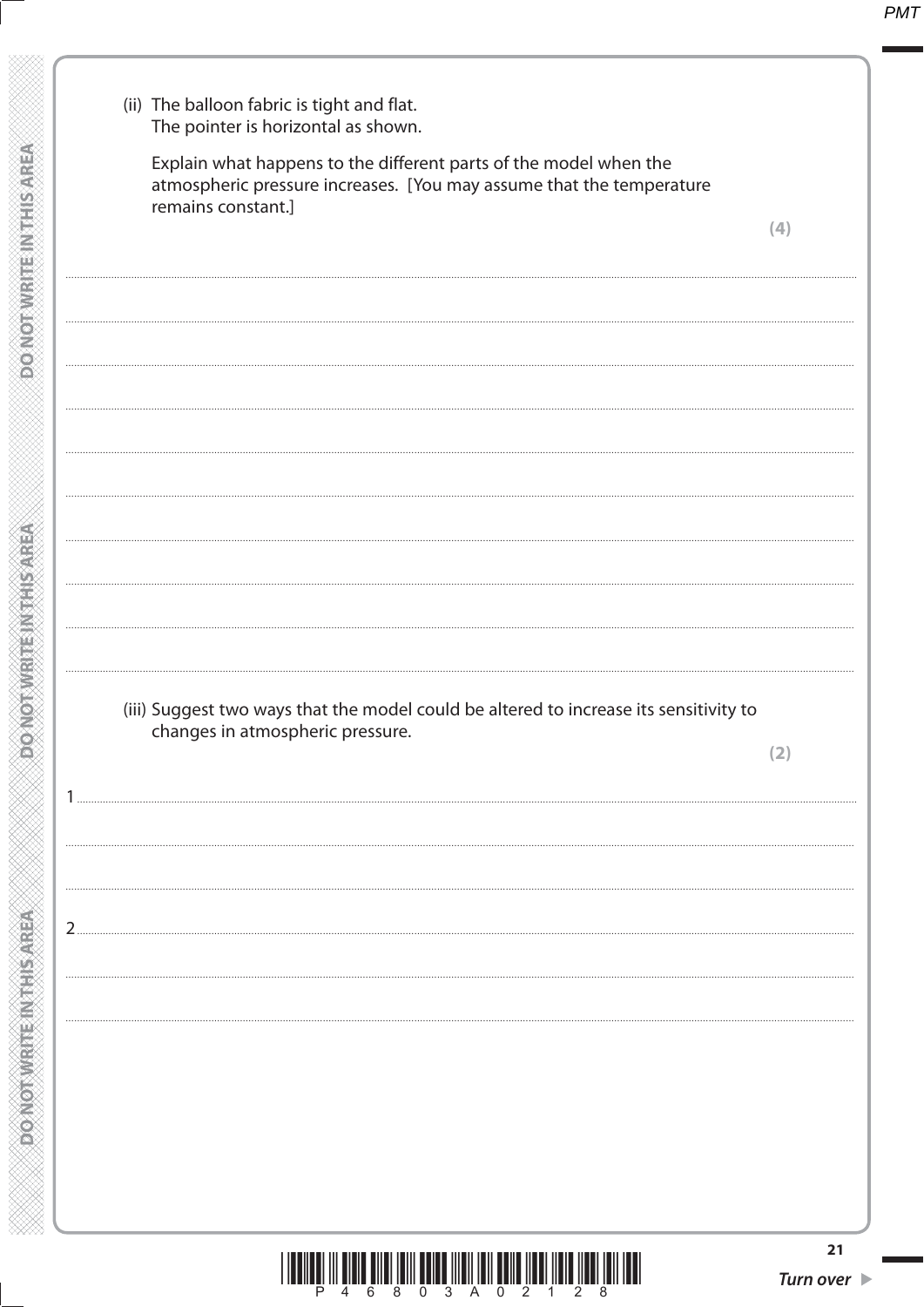(ii) The balloon fabric is tight and flat.
The pointer is horizontal as shown.

Explain what happens to the different parts of the model when the atmospheric pressure increases. [You may assume that the temperature remains constant.]

**(4)**

(iii) Suggest two ways that the model could be altered to increase its sensitivity to changes in atmospheric pressure.

**(2)**

1

2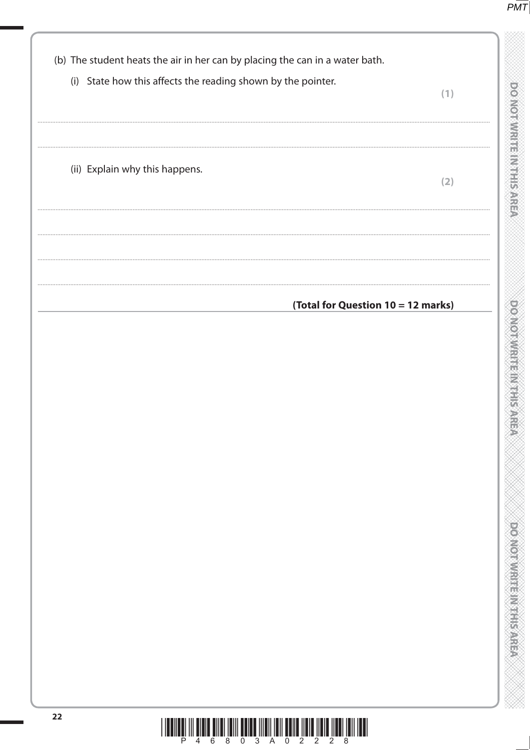(b) The student heats the air in her can by placing the can in a water bath.

(i) State how this affects the reading shown by the pointer. **(1)**

..............................................................................................................................................

..............................................................................................................................................

(ii) Explain why this happens. **(2)**

..............................................................................................................................................

..............................................................................................................................................

..............................................................................................................................................

..............................................................................................................................................

**(Total for Question 10 = 12 marks)**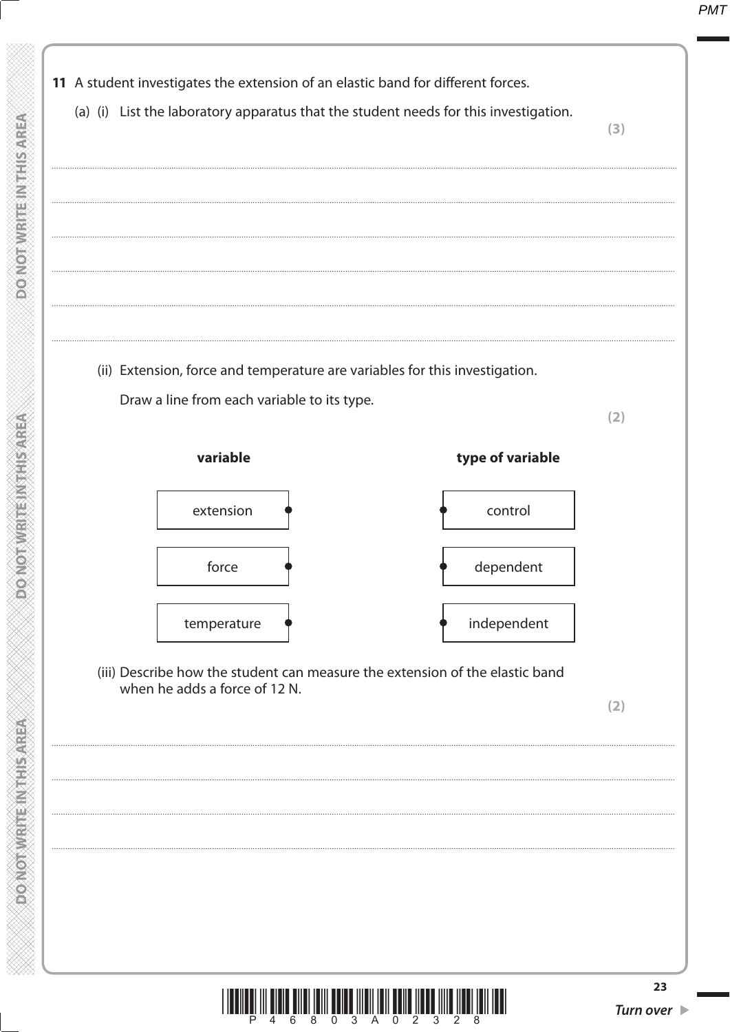**11** A student investigates the extension of an elastic band for different forces.

(a) (i) List the laboratory apparatus that the student needs for this investigation.

**(3)**

..............................................................................................................................................

..............................................................................................................................................

..............................................................................................................................................

..............................................................................................................................................

..............................................................................................................................................

..............................................................................................................................................

(ii) Extension, force and temperature are variables for this investigation.

Draw a line from each variable to its type.

**(2)**

| **variable** | **type of variable** |
|---|---|
| extension | control |
| force | dependent |
| temperature | independent |

(iii) Describe how the student can measure the extension of the elastic band when he adds a force of 12 N.

**(2)**

..............................................................................................................................................

..............................................................................................................................................

..............................................................................................................................................

..............................................................................................................................................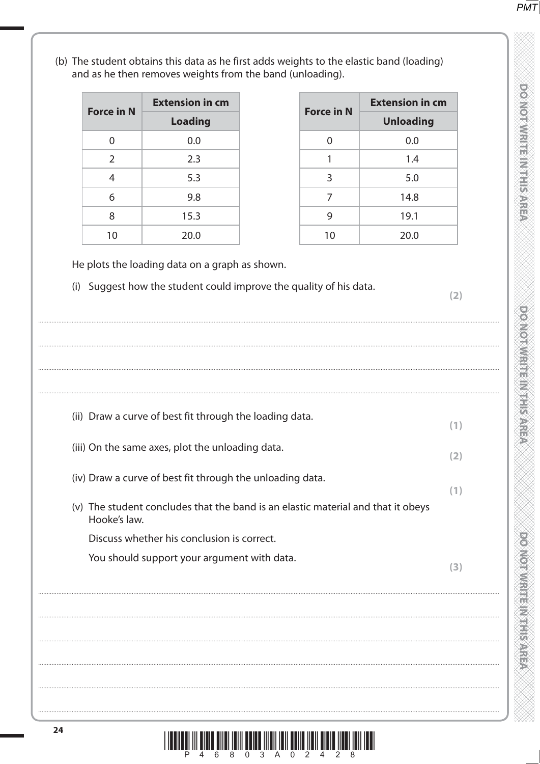(b) The student obtains this data as he first adds weights to the elastic band (loading) and as he then removes weights from the band (unloading).

| Force in N | Extension in cm |
|---|---|
| | **Loading** |
| 0 | 0.0 |
| 2 | 2.3 |
| 4 | 5.3 |
| 6 | 9.8 |
| 8 | 15.3 |
| 10 | 20.0 |

| Force in N | Extension in cm |
|---|---|
| | **Unloading** |
| 0 | 0.0 |
| 1 | 1.4 |
| 3 | 5.0 |
| 7 | 14.8 |
| 9 | 19.1 |
| 10 | 20.0 |

He plots the loading data on a graph as shown.

(i) Suggest how the student could improve the quality of his data. **(2)**

.............................................................................................................................................

.............................................................................................................................................

.............................................................................................................................................

.............................................................................................................................................

(ii) Draw a curve of best fit through the loading data. **(1)**

(iii) On the same axes, plot the unloading data. **(2)**

(iv) Draw a curve of best fit through the unloading data. **(1)**

(v) The student concludes that the band is an elastic material and that it obeys Hooke's law.

Discuss whether his conclusion is correct.

You should support your argument with data. **(3)**

.............................................................................................................................................

.............................................................................................................................................

.............................................................................................................................................

.............................................................................................................................................

.............................................................................................................................................

.............................................................................................................................................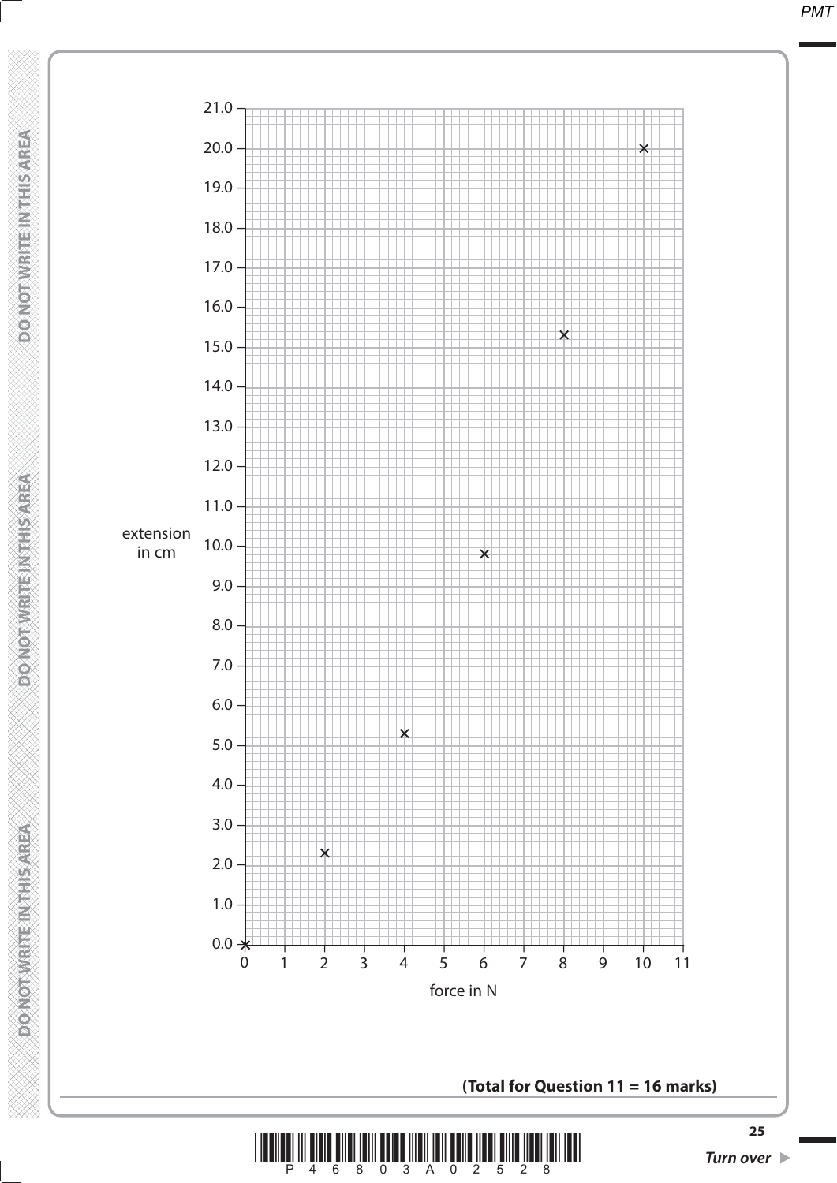| force in N | extension in cm |
|---|---|
| 0 | 0.0 |
| 2 | 2.3 |
| 4 | 5.3 |
| 6 | 9.8 |
| 8 | 15.3 |
| 10 | 20.0 |

**(Total for Question 11 = 16 marks)**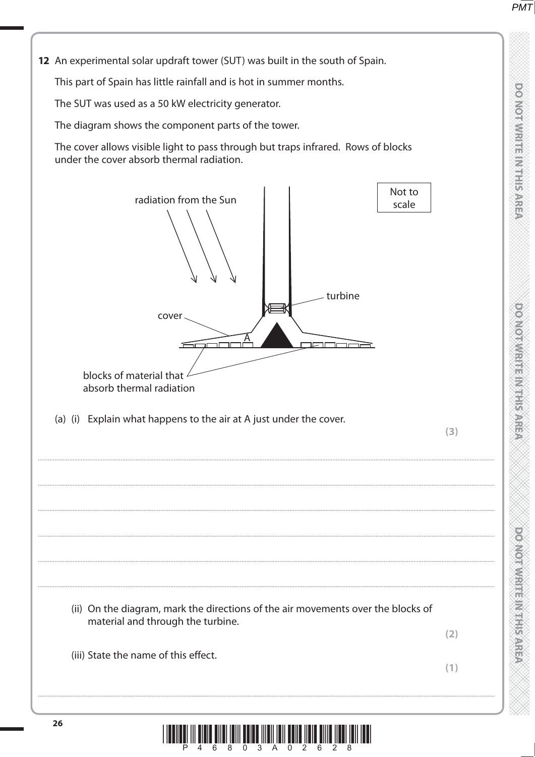**12** An experimental solar updraft tower (SUT) was built in the south of Spain.

This part of Spain has little rainfall and is hot in summer months.

The SUT was used as a 50 kW electricity generator.

The diagram shows the component parts of the tower.

The cover allows visible light to pass through but traps infrared. Rows of blocks under the cover absorb thermal radiation.

radiation from the Sun

Not to scale

turbine

cover

A

blocks of material that absorb thermal radiation

(a) (i) Explain what happens to the air at A just under the cover. **(3)**

..........................................................................................................................................

..........................................................................................................................................

..........................................................................................................................................

..........................................................................................................................................

..........................................................................................................................................

..........................................................................................................................................

(ii) On the diagram, mark the directions of the air movements over the blocks of material and through the turbine. **(2)**

(iii) State the name of this effect. **(1)**

..........................................................................................................................................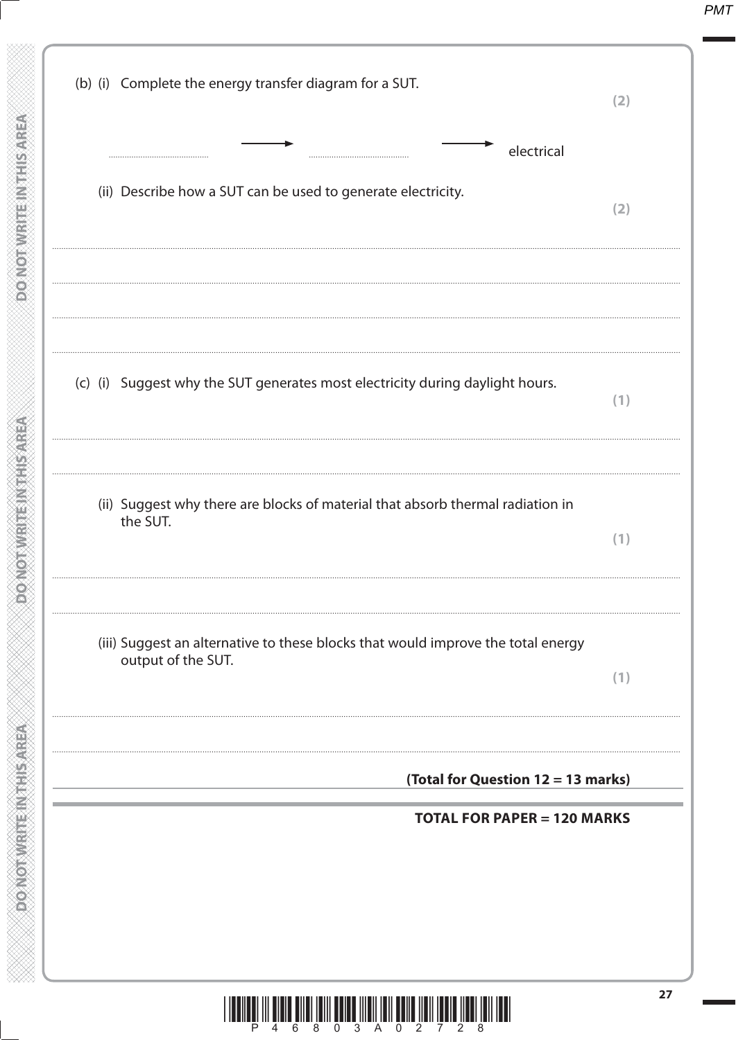(b) (i) Complete the energy transfer diagram for a SUT. **(2)**

.................................... ⟶ .................................... ⟶ electrical

(ii) Describe how a SUT can be used to generate electricity. **(2)**

..............................................................................................................................................

..............................................................................................................................................

..............................................................................................................................................

(c) (i) Suggest why the SUT generates most electricity during daylight hours. **(1)**

..............................................................................................................................................

..............................................................................................................................................

(ii) Suggest why there are blocks of material that absorb thermal radiation in the SUT. **(1)**

..............................................................................................................................................

..............................................................................................................................................

(iii) Suggest an alternative to these blocks that would improve the total energy output of the SUT. **(1)**

..............................................................................................................................................

..............................................................................................................................................

**(Total for Question 12 = 13 marks)**

**TOTAL FOR PAPER = 120 MARKS**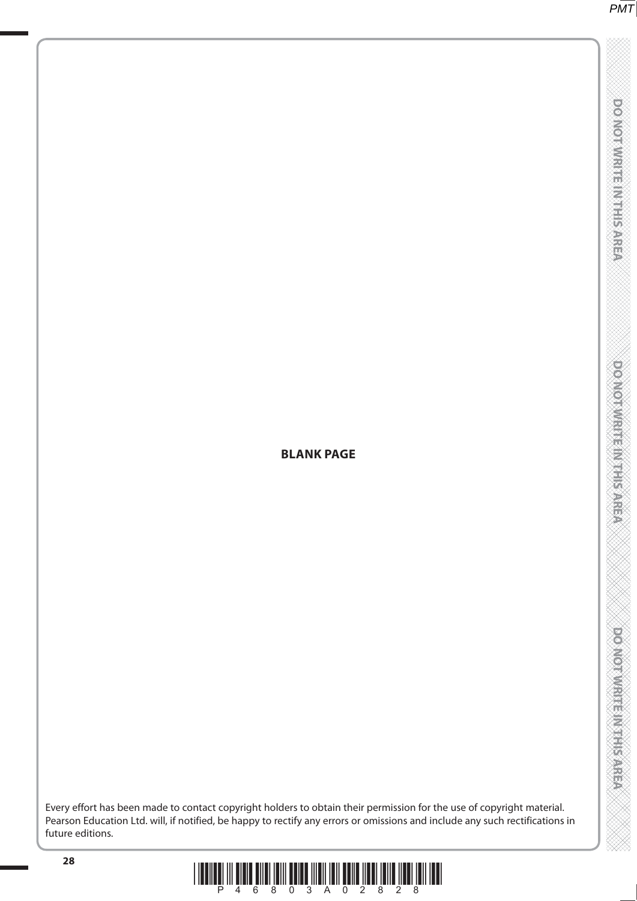**BLANK PAGE**

Every effort has been made to contact copyright holders to obtain their permission for the use of copyright material. Pearson Education Ltd. will, if notified, be happy to rectify any errors or omissions and include any such rectifications in future editions.